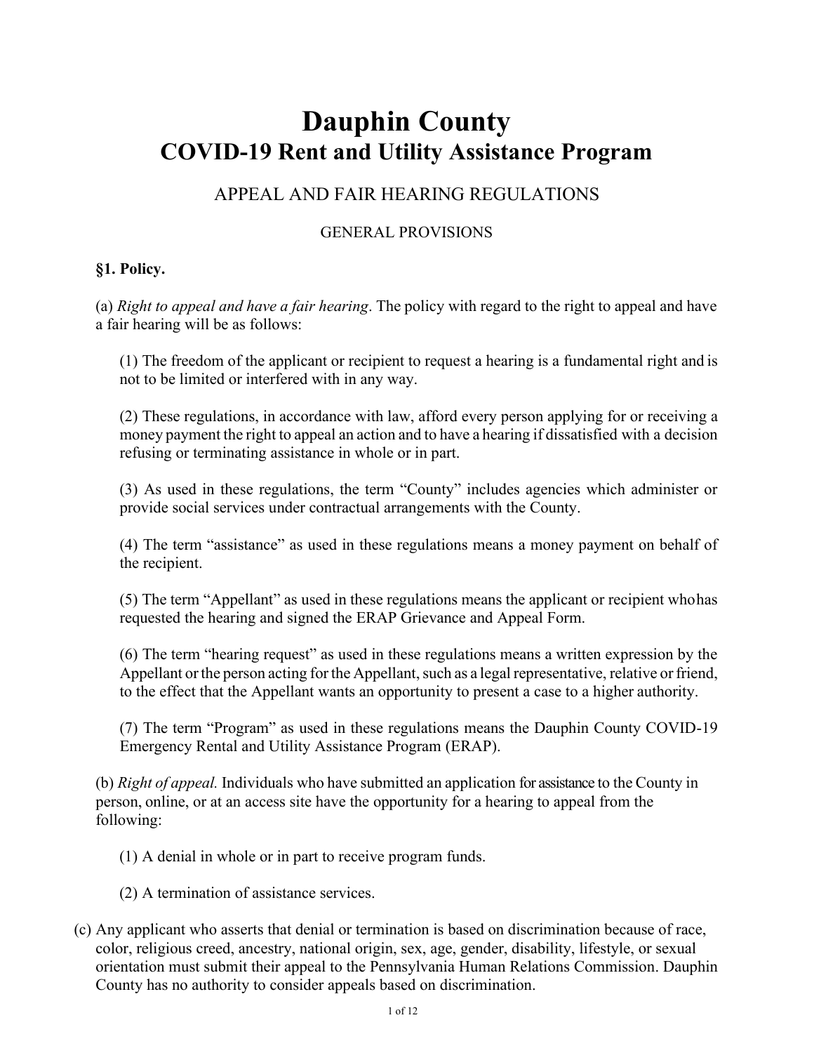# Dauphin County
# COVID-19 Rent and Utility Assistance Program

## APPEAL AND FAIR HEARING REGULATIONS

### GENERAL PROVISIONS

**§1. Policy.**

(a) *Right to appeal and have a fair hearing*. The policy with regard to the right to appeal and have a fair hearing will be as follows:

(1) The freedom of the applicant or recipient to request a hearing is a fundamental right and is not to be limited or interfered with in any way.

(2) These regulations, in accordance with law, afford every person applying for or receiving a money payment the right to appeal an action and to have a hearing if dissatisfied with a decision refusing or terminating assistance in whole or in part.

(3) As used in these regulations, the term "County" includes agencies which administer or provide social services under contractual arrangements with the County.

(4) The term "assistance" as used in these regulations means a money payment on behalf of the recipient.

(5) The term "Appellant" as used in these regulations means the applicant or recipient who has requested the hearing and signed the ERAP Grievance and Appeal Form.

(6) The term "hearing request" as used in these regulations means a written expression by the Appellant or the person acting for the Appellant, such as a legal representative, relative or friend, to the effect that the Appellant wants an opportunity to present a case to a higher authority.

(7) The term "Program" as used in these regulations means the Dauphin County COVID-19 Emergency Rental and Utility Assistance Program (ERAP).

(b) *Right of appeal.* Individuals who have submitted an application for assistance to the County in person, online, or at an access site have the opportunity for a hearing to appeal from the following:

(1) A denial in whole or in part to receive program funds.

(2) A termination of assistance services.

(c) Any applicant who asserts that denial or termination is based on discrimination because of race, color, religious creed, ancestry, national origin, sex, age, gender, disability, lifestyle, or sexual orientation must submit their appeal to the Pennsylvania Human Relations Commission. Dauphin County has no authority to consider appeals based on discrimination.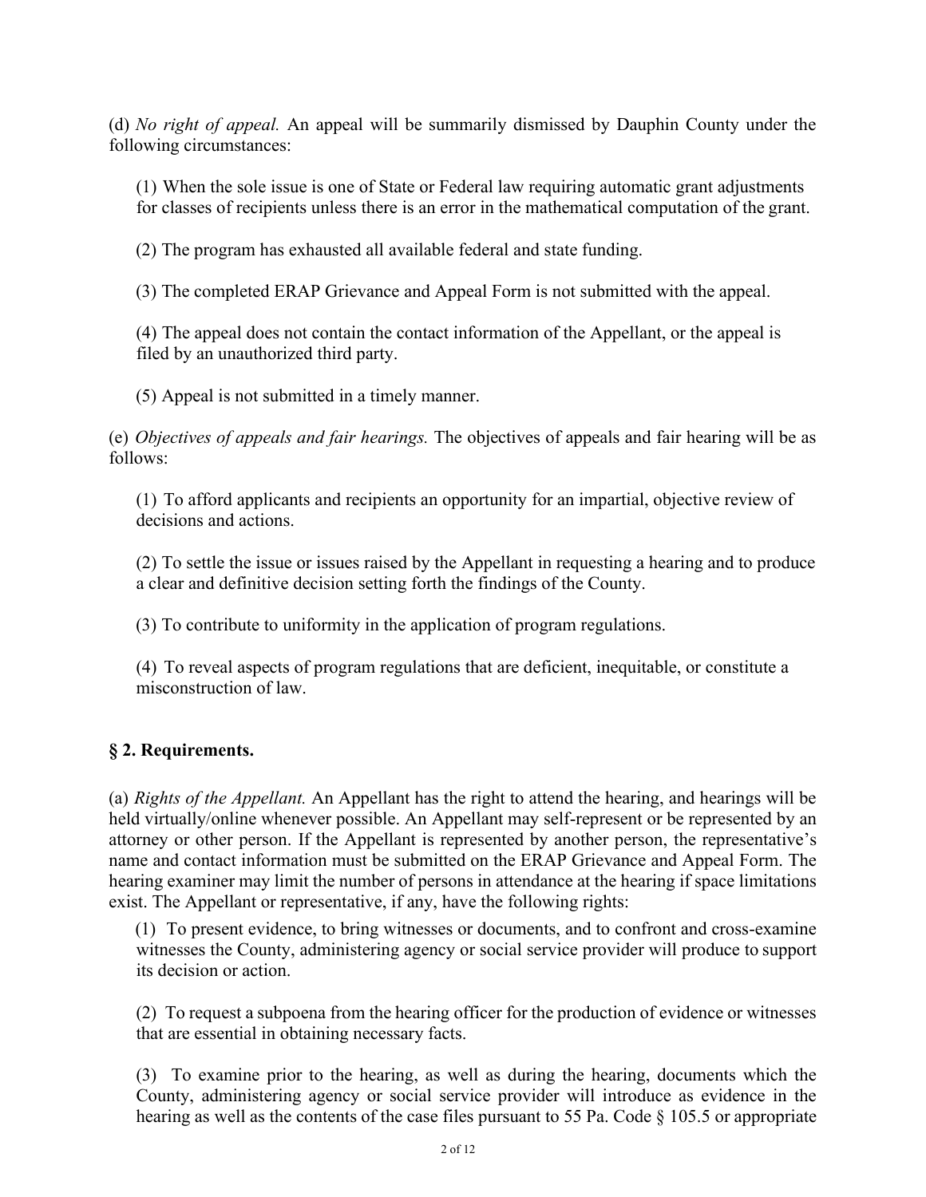(d) *No right of appeal.* An appeal will be summarily dismissed by Dauphin County under the following circumstances:

(1) When the sole issue is one of State or Federal law requiring automatic grant adjustments for classes of recipients unless there is an error in the mathematical computation of the grant.

(2) The program has exhausted all available federal and state funding.

(3) The completed ERAP Grievance and Appeal Form is not submitted with the appeal.

(4) The appeal does not contain the contact information of the Appellant, or the appeal is filed by an unauthorized third party.

(5) Appeal is not submitted in a timely manner.

(e) *Objectives of appeals and fair hearings.* The objectives of appeals and fair hearing will be as follows:

(1) To afford applicants and recipients an opportunity for an impartial, objective review of decisions and actions.

(2) To settle the issue or issues raised by the Appellant in requesting a hearing and to produce a clear and definitive decision setting forth the findings of the County.

(3) To contribute to uniformity in the application of program regulations.

(4) To reveal aspects of program regulations that are deficient, inequitable, or constitute a misconstruction of law.

## § 2. Requirements.

(a) *Rights of the Appellant.* An Appellant has the right to attend the hearing, and hearings will be held virtually/online whenever possible. An Appellant may self-represent or be represented by an attorney or other person. If the Appellant is represented by another person, the representative's name and contact information must be submitted on the ERAP Grievance and Appeal Form. The hearing examiner may limit the number of persons in attendance at the hearing if space limitations exist. The Appellant or representative, if any, have the following rights:

(1) To present evidence, to bring witnesses or documents, and to confront and cross-examine witnesses the County, administering agency or social service provider will produce to support its decision or action.

(2) To request a subpoena from the hearing officer for the production of evidence or witnesses that are essential in obtaining necessary facts.

(3) To examine prior to the hearing, as well as during the hearing, documents which the County, administering agency or social service provider will introduce as evidence in the hearing as well as the contents of the case files pursuant to 55 Pa. Code § 105.5 or appropriate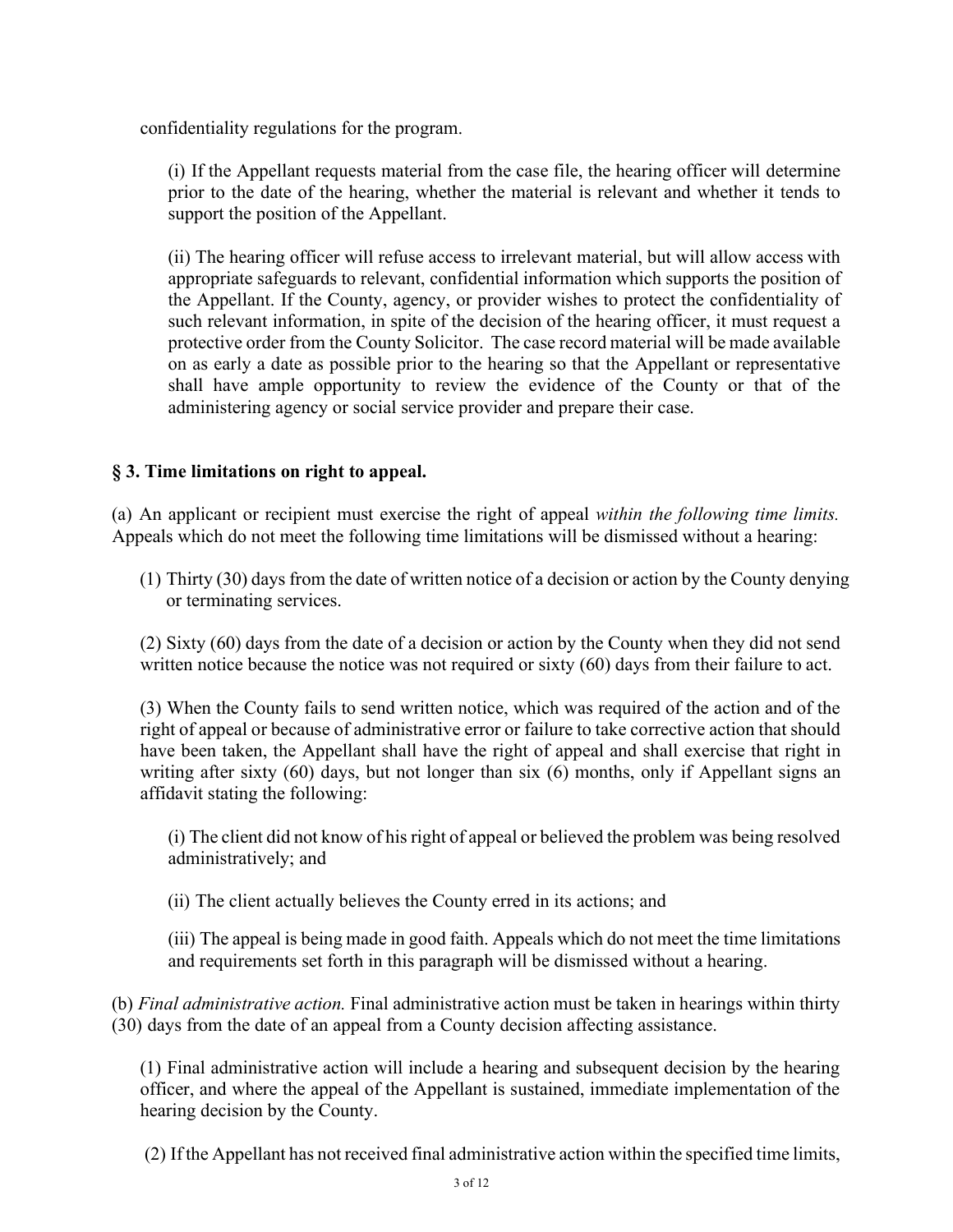confidentiality regulations for the program.

(i) If the Appellant requests material from the case file, the hearing officer will determine prior to the date of the hearing, whether the material is relevant and whether it tends to support the position of the Appellant.

(ii) The hearing officer will refuse access to irrelevant material, but will allow access with appropriate safeguards to relevant, confidential information which supports the position of the Appellant. If the County, agency, or provider wishes to protect the confidentiality of such relevant information, in spite of the decision of the hearing officer, it must request a protective order from the County Solicitor. The case record material will be made available on as early a date as possible prior to the hearing so that the Appellant or representative shall have ample opportunity to review the evidence of the County or that of the administering agency or social service provider and prepare their case.

### § 3. Time limitations on right to appeal.

(a) An applicant or recipient must exercise the right of appeal *within the following time limits.* Appeals which do not meet the following time limitations will be dismissed without a hearing:

(1) Thirty (30) days from the date of written notice of a decision or action by the County denying or terminating services.

(2) Sixty (60) days from the date of a decision or action by the County when they did not send written notice because the notice was not required or sixty (60) days from their failure to act.

(3) When the County fails to send written notice, which was required of the action and of the right of appeal or because of administrative error or failure to take corrective action that should have been taken, the Appellant shall have the right of appeal and shall exercise that right in writing after sixty (60) days, but not longer than six (6) months, only if Appellant signs an affidavit stating the following:

(i) The client did not know of his right of appeal or believed the problem was being resolved administratively; and

(ii) The client actually believes the County erred in its actions; and

(iii) The appeal is being made in good faith. Appeals which do not meet the time limitations and requirements set forth in this paragraph will be dismissed without a hearing.

(b) *Final administrative action.* Final administrative action must be taken in hearings within thirty (30) days from the date of an appeal from a County decision affecting assistance.

(1) Final administrative action will include a hearing and subsequent decision by the hearing officer, and where the appeal of the Appellant is sustained, immediate implementation of the hearing decision by the County.

(2) If the Appellant has not received final administrative action within the specified time limits,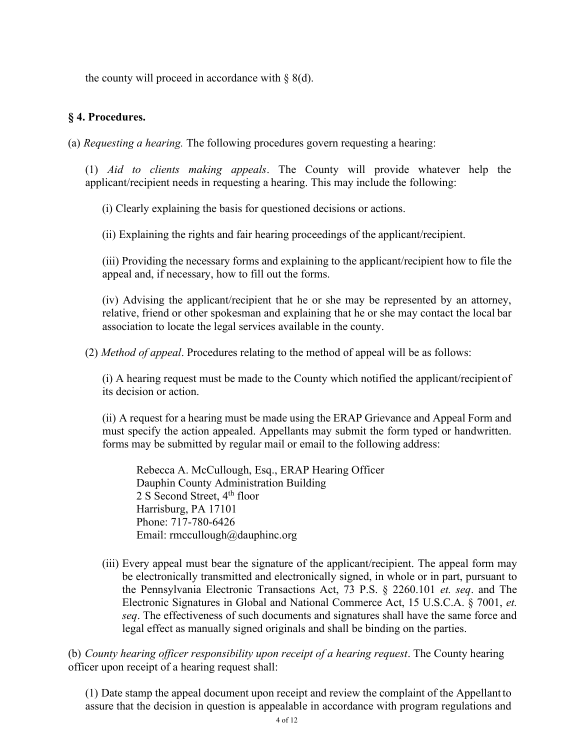the county will proceed in accordance with § 8(d).

### § 4. Procedures.

(a) *Requesting a hearing.* The following procedures govern requesting a hearing:

(1) *Aid to clients making appeals*. The County will provide whatever help the applicant/recipient needs in requesting a hearing. This may include the following:

(i) Clearly explaining the basis for questioned decisions or actions.

(ii) Explaining the rights and fair hearing proceedings of the applicant/recipient.

(iii) Providing the necessary forms and explaining to the applicant/recipient how to file the appeal and, if necessary, how to fill out the forms.

(iv) Advising the applicant/recipient that he or she may be represented by an attorney, relative, friend or other spokesman and explaining that he or she may contact the local bar association to locate the legal services available in the county.

(2) *Method of appeal*. Procedures relating to the method of appeal will be as follows:

(i) A hearing request must be made to the County which notified the applicant/recipient of its decision or action.

(ii) A request for a hearing must be made using the ERAP Grievance and Appeal Form and must specify the action appealed. Appellants may submit the form typed or handwritten. forms may be submitted by regular mail or email to the following address:

Rebecca A. McCullough, Esq., ERAP Hearing Officer
Dauphin County Administration Building
2 S Second Street, 4th floor
Harrisburg, PA 17101
Phone: 717-780-6426
Email: rmccullough@dauphinc.org

(iii) Every appeal must bear the signature of the applicant/recipient. The appeal form may be electronically transmitted and electronically signed, in whole or in part, pursuant to the Pennsylvania Electronic Transactions Act, 73 P.S. § 2260.101 *et. seq*. and The Electronic Signatures in Global and National Commerce Act, 15 U.S.C.A. § 7001, *et. seq*. The effectiveness of such documents and signatures shall have the same force and legal effect as manually signed originals and shall be binding on the parties.

(b) *County hearing officer responsibility upon receipt of a hearing request*. The County hearing officer upon receipt of a hearing request shall:

(1) Date stamp the appeal document upon receipt and review the complaint of the Appellant to assure that the decision in question is appealable in accordance with program regulations and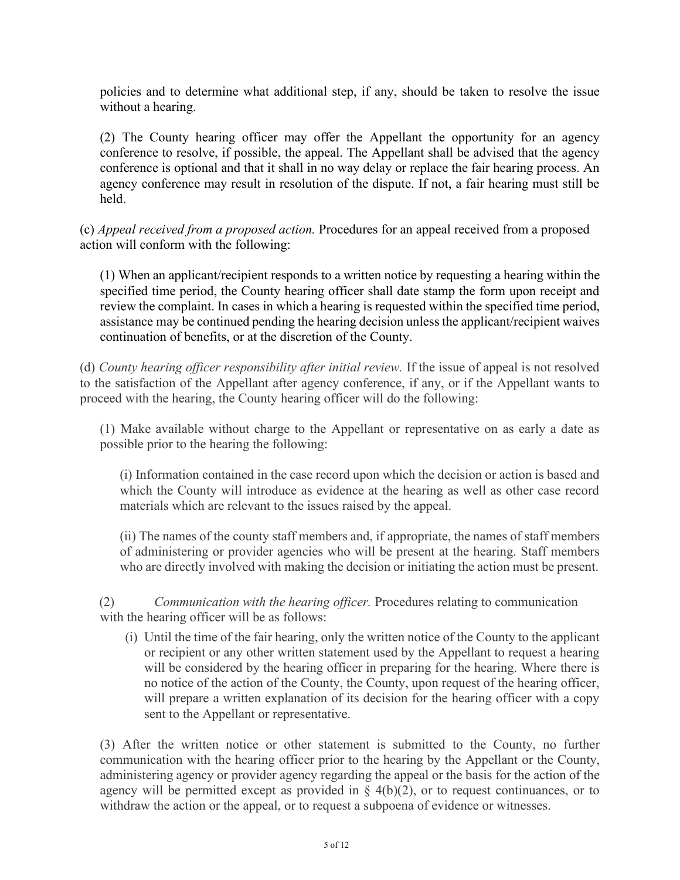policies and to determine what additional step, if any, should be taken to resolve the issue without a hearing.

(2) The County hearing officer may offer the Appellant the opportunity for an agency conference to resolve, if possible, the appeal. The Appellant shall be advised that the agency conference is optional and that it shall in no way delay or replace the fair hearing process. An agency conference may result in resolution of the dispute. If not, a fair hearing must still be held.

(c) *Appeal received from a proposed action.* Procedures for an appeal received from a proposed action will conform with the following:

(1) When an applicant/recipient responds to a written notice by requesting a hearing within the specified time period, the County hearing officer shall date stamp the form upon receipt and review the complaint. In cases in which a hearing is requested within the specified time period, assistance may be continued pending the hearing decision unless the applicant/recipient waives continuation of benefits, or at the discretion of the County.

(d) *County hearing officer responsibility after initial review.* If the issue of appeal is not resolved to the satisfaction of the Appellant after agency conference, if any, or if the Appellant wants to proceed with the hearing, the County hearing officer will do the following:

(1) Make available without charge to the Appellant or representative on as early a date as possible prior to the hearing the following:

(i) Information contained in the case record upon which the decision or action is based and which the County will introduce as evidence at the hearing as well as other case record materials which are relevant to the issues raised by the appeal.

(ii) The names of the county staff members and, if appropriate, the names of staff members of administering or provider agencies who will be present at the hearing. Staff members who are directly involved with making the decision or initiating the action must be present.

(2) *Communication with the hearing officer.* Procedures relating to communication with the hearing officer will be as follows:

(i) Until the time of the fair hearing, only the written notice of the County to the applicant or recipient or any other written statement used by the Appellant to request a hearing will be considered by the hearing officer in preparing for the hearing. Where there is no notice of the action of the County, the County, upon request of the hearing officer, will prepare a written explanation of its decision for the hearing officer with a copy sent to the Appellant or representative.

(3) After the written notice or other statement is submitted to the County, no further communication with the hearing officer prior to the hearing by the Appellant or the County, administering agency or provider agency regarding the appeal or the basis for the action of the agency will be permitted except as provided in § 4(b)(2), or to request continuances, or to withdraw the action or the appeal, or to request a subpoena of evidence or witnesses.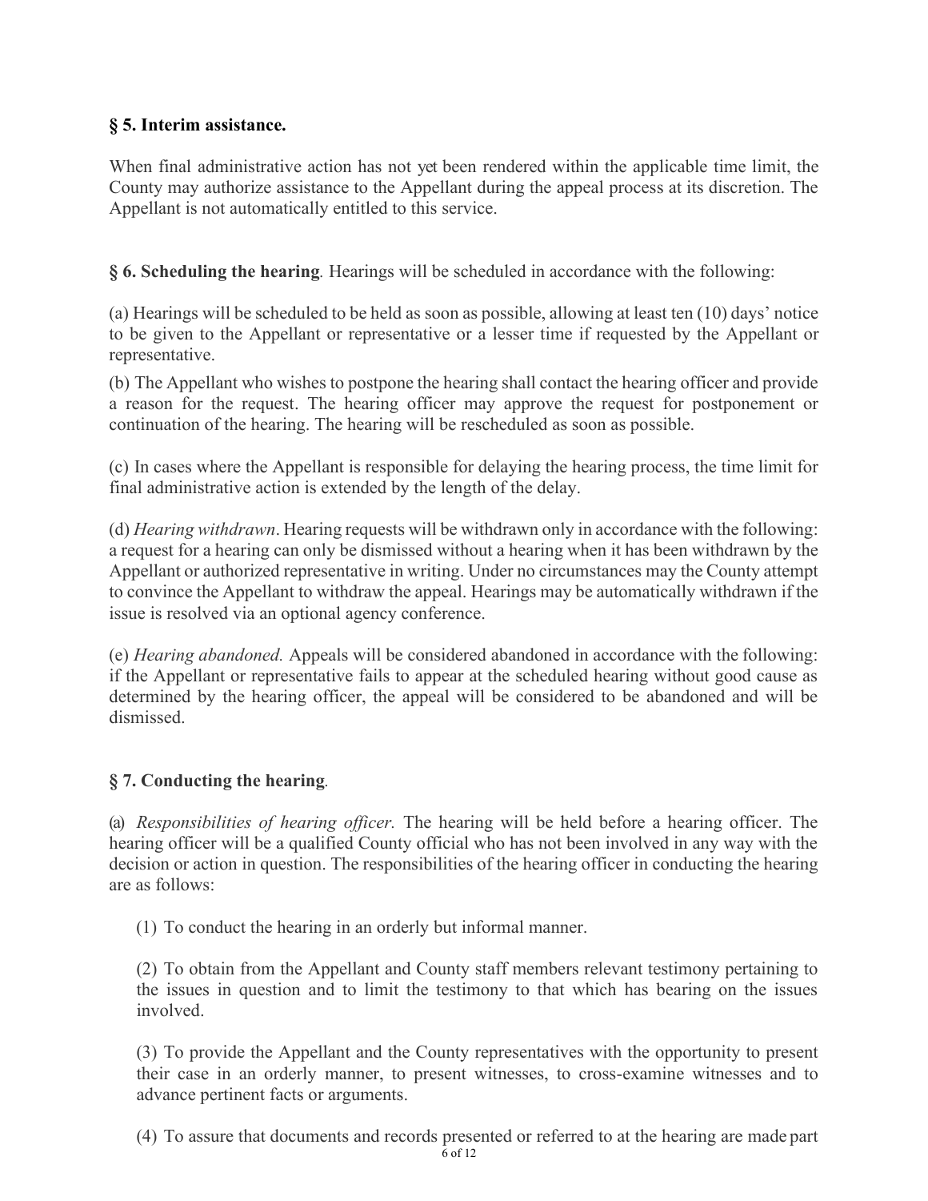**§ 5. Interim assistance.**

When final administrative action has not yet been rendered within the applicable time limit, the County may authorize assistance to the Appellant during the appeal process at its discretion. The Appellant is not automatically entitled to this service.

**§ 6. Scheduling the hearing**. Hearings will be scheduled in accordance with the following:

(a) Hearings will be scheduled to be held as soon as possible, allowing at least ten (10) days' notice to be given to the Appellant or representative or a lesser time if requested by the Appellant or representative.

(b) The Appellant who wishes to postpone the hearing shall contact the hearing officer and provide a reason for the request. The hearing officer may approve the request for postponement or continuation of the hearing. The hearing will be rescheduled as soon as possible.

(c) In cases where the Appellant is responsible for delaying the hearing process, the time limit for final administrative action is extended by the length of the delay.

(d) *Hearing withdrawn*. Hearing requests will be withdrawn only in accordance with the following: a request for a hearing can only be dismissed without a hearing when it has been withdrawn by the Appellant or authorized representative in writing. Under no circumstances may the County attempt to convince the Appellant to withdraw the appeal. Hearings may be automatically withdrawn if the issue is resolved via an optional agency conference.

(e) *Hearing abandoned.* Appeals will be considered abandoned in accordance with the following: if the Appellant or representative fails to appear at the scheduled hearing without good cause as determined by the hearing officer, the appeal will be considered to be abandoned and will be dismissed.

**§ 7. Conducting the hearing**.

(a) *Responsibilities of hearing officer.* The hearing will be held before a hearing officer. The hearing officer will be a qualified County official who has not been involved in any way with the decision or action in question. The responsibilities of the hearing officer in conducting the hearing are as follows:

(1) To conduct the hearing in an orderly but informal manner.

(2) To obtain from the Appellant and County staff members relevant testimony pertaining to the issues in question and to limit the testimony to that which has bearing on the issues involved.

(3) To provide the Appellant and the County representatives with the opportunity to present their case in an orderly manner, to present witnesses, to cross-examine witnesses and to advance pertinent facts or arguments.

(4) To assure that documents and records presented or referred to at the hearing are made part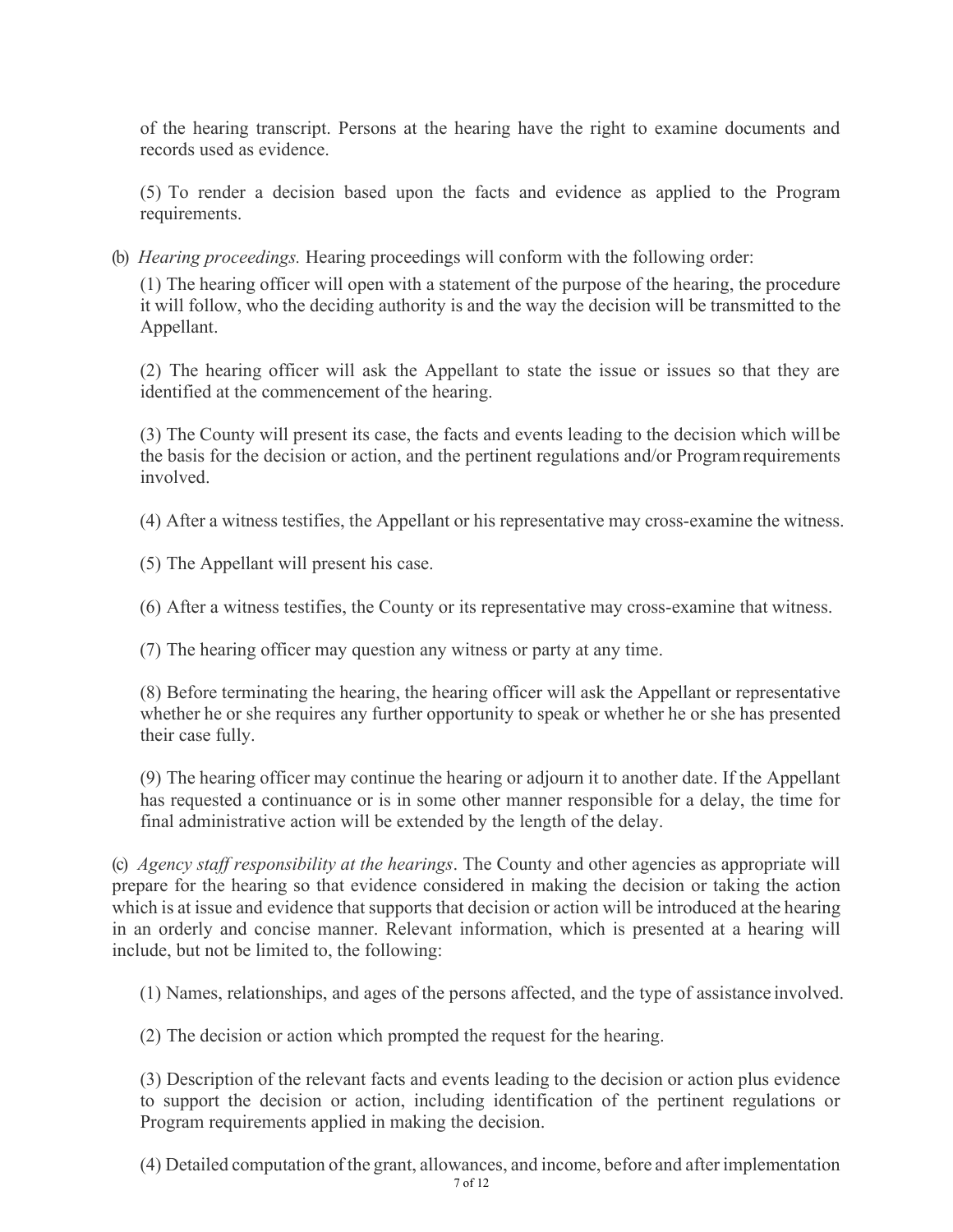of the hearing transcript. Persons at the hearing have the right to examine documents and records used as evidence.

(5) To render a decision based upon the facts and evidence as applied to the Program requirements.

(b) *Hearing proceedings.* Hearing proceedings will conform with the following order:

(1) The hearing officer will open with a statement of the purpose of the hearing, the procedure it will follow, who the deciding authority is and the way the decision will be transmitted to the Appellant.

(2) The hearing officer will ask the Appellant to state the issue or issues so that they are identified at the commencement of the hearing.

(3) The County will present its case, the facts and events leading to the decision which will be the basis for the decision or action, and the pertinent regulations and/or Program requirements involved.

(4) After a witness testifies, the Appellant or his representative may cross-examine the witness.

(5) The Appellant will present his case.

(6) After a witness testifies, the County or its representative may cross-examine that witness.

(7) The hearing officer may question any witness or party at any time.

(8) Before terminating the hearing, the hearing officer will ask the Appellant or representative whether he or she requires any further opportunity to speak or whether he or she has presented their case fully.

(9) The hearing officer may continue the hearing or adjourn it to another date. If the Appellant has requested a continuance or is in some other manner responsible for a delay, the time for final administrative action will be extended by the length of the delay.

(c) *Agency staff responsibility at the hearings*. The County and other agencies as appropriate will prepare for the hearing so that evidence considered in making the decision or taking the action which is at issue and evidence that supports that decision or action will be introduced at the hearing in an orderly and concise manner. Relevant information, which is presented at a hearing will include, but not be limited to, the following:

(1) Names, relationships, and ages of the persons affected, and the type of assistance involved.

(2) The decision or action which prompted the request for the hearing.

(3) Description of the relevant facts and events leading to the decision or action plus evidence to support the decision or action, including identification of the pertinent regulations or Program requirements applied in making the decision.

(4) Detailed computation of the grant, allowances, and income, before and after implementation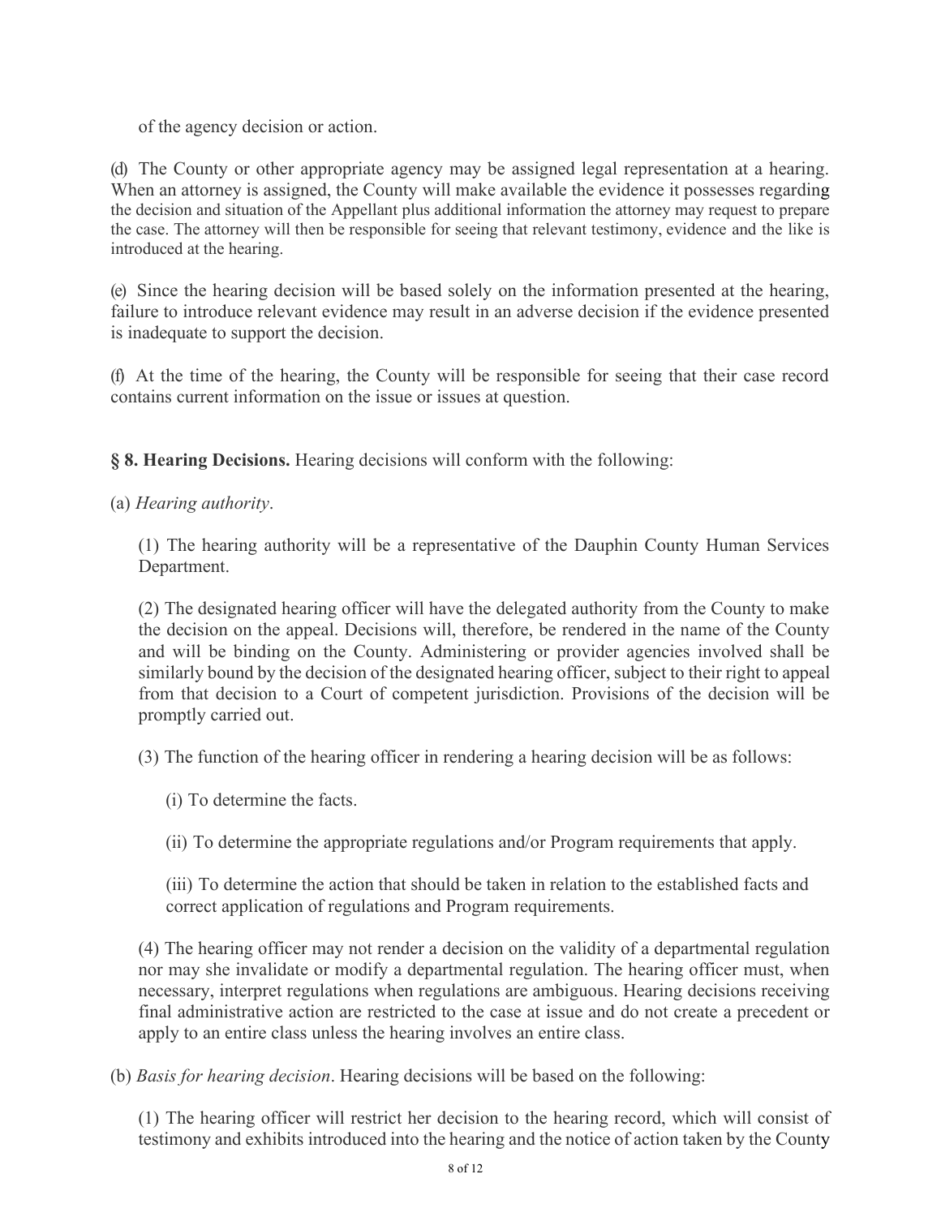of the agency decision or action.

(d) The County or other appropriate agency may be assigned legal representation at a hearing. When an attorney is assigned, the County will make available the evidence it possesses regarding the decision and situation of the Appellant plus additional information the attorney may request to prepare the case. The attorney will then be responsible for seeing that relevant testimony, evidence and the like is introduced at the hearing.

(e) Since the hearing decision will be based solely on the information presented at the hearing, failure to introduce relevant evidence may result in an adverse decision if the evidence presented is inadequate to support the decision.

(f) At the time of the hearing, the County will be responsible for seeing that their case record contains current information on the issue or issues at question.

**§ 8. Hearing Decisions.** Hearing decisions will conform with the following:

(a) *Hearing authority*.

(1) The hearing authority will be a representative of the Dauphin County Human Services Department.

(2) The designated hearing officer will have the delegated authority from the County to make the decision on the appeal. Decisions will, therefore, be rendered in the name of the County and will be binding on the County. Administering or provider agencies involved shall be similarly bound by the decision of the designated hearing officer, subject to their right to appeal from that decision to a Court of competent jurisdiction. Provisions of the decision will be promptly carried out.

(3) The function of the hearing officer in rendering a hearing decision will be as follows:

(i) To determine the facts.

(ii) To determine the appropriate regulations and/or Program requirements that apply.

(iii) To determine the action that should be taken in relation to the established facts and correct application of regulations and Program requirements.

(4) The hearing officer may not render a decision on the validity of a departmental regulation nor may she invalidate or modify a departmental regulation. The hearing officer must, when necessary, interpret regulations when regulations are ambiguous. Hearing decisions receiving final administrative action are restricted to the case at issue and do not create a precedent or apply to an entire class unless the hearing involves an entire class.

(b) *Basis for hearing decision*. Hearing decisions will be based on the following:

(1) The hearing officer will restrict her decision to the hearing record, which will consist of testimony and exhibits introduced into the hearing and the notice of action taken by the County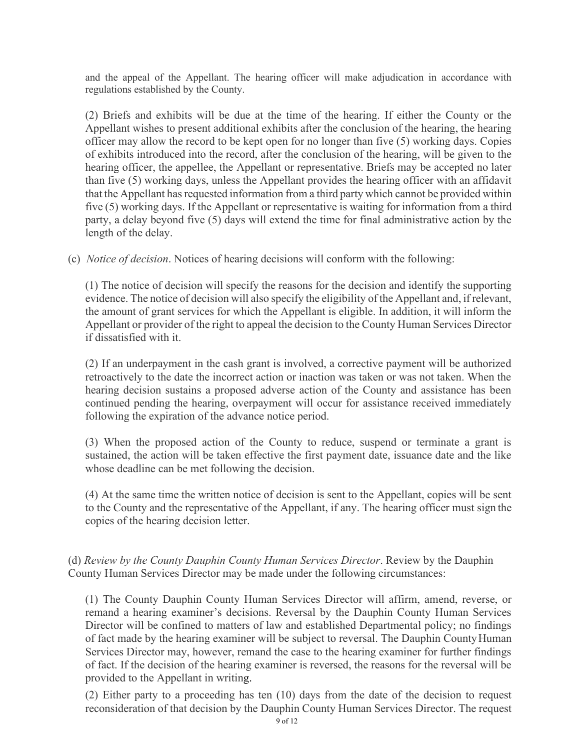and the appeal of the Appellant. The hearing officer will make adjudication in accordance with regulations established by the County.

(2) Briefs and exhibits will be due at the time of the hearing. If either the County or the Appellant wishes to present additional exhibits after the conclusion of the hearing, the hearing officer may allow the record to be kept open for no longer than five (5) working days. Copies of exhibits introduced into the record, after the conclusion of the hearing, will be given to the hearing officer, the appellee, the Appellant or representative. Briefs may be accepted no later than five (5) working days, unless the Appellant provides the hearing officer with an affidavit that the Appellant has requested information from a third party which cannot be provided within five (5) working days. If the Appellant or representative is waiting for information from a third party, a delay beyond five (5) days will extend the time for final administrative action by the length of the delay.

(c) *Notice of decision*. Notices of hearing decisions will conform with the following:

(1) The notice of decision will specify the reasons for the decision and identify the supporting evidence. The notice of decision will also specify the eligibility of the Appellant and, if relevant, the amount of grant services for which the Appellant is eligible. In addition, it will inform the Appellant or provider of the right to appeal the decision to the County Human Services Director if dissatisfied with it.

(2) If an underpayment in the cash grant is involved, a corrective payment will be authorized retroactively to the date the incorrect action or inaction was taken or was not taken. When the hearing decision sustains a proposed adverse action of the County and assistance has been continued pending the hearing, overpayment will occur for assistance received immediately following the expiration of the advance notice period.

(3) When the proposed action of the County to reduce, suspend or terminate a grant is sustained, the action will be taken effective the first payment date, issuance date and the like whose deadline can be met following the decision.

(4) At the same time the written notice of decision is sent to the Appellant, copies will be sent to the County and the representative of the Appellant, if any. The hearing officer must sign the copies of the hearing decision letter.

(d) *Review by the County Dauphin County Human Services Director*. Review by the Dauphin County Human Services Director may be made under the following circumstances:

(1) The County Dauphin County Human Services Director will affirm, amend, reverse, or remand a hearing examiner's decisions. Reversal by the Dauphin County Human Services Director will be confined to matters of law and established Departmental policy; no findings of fact made by the hearing examiner will be subject to reversal. The Dauphin County Human Services Director may, however, remand the case to the hearing examiner for further findings of fact. If the decision of the hearing examiner is reversed, the reasons for the reversal will be provided to the Appellant in writing.

(2) Either party to a proceeding has ten (10) days from the date of the decision to request reconsideration of that decision by the Dauphin County Human Services Director. The request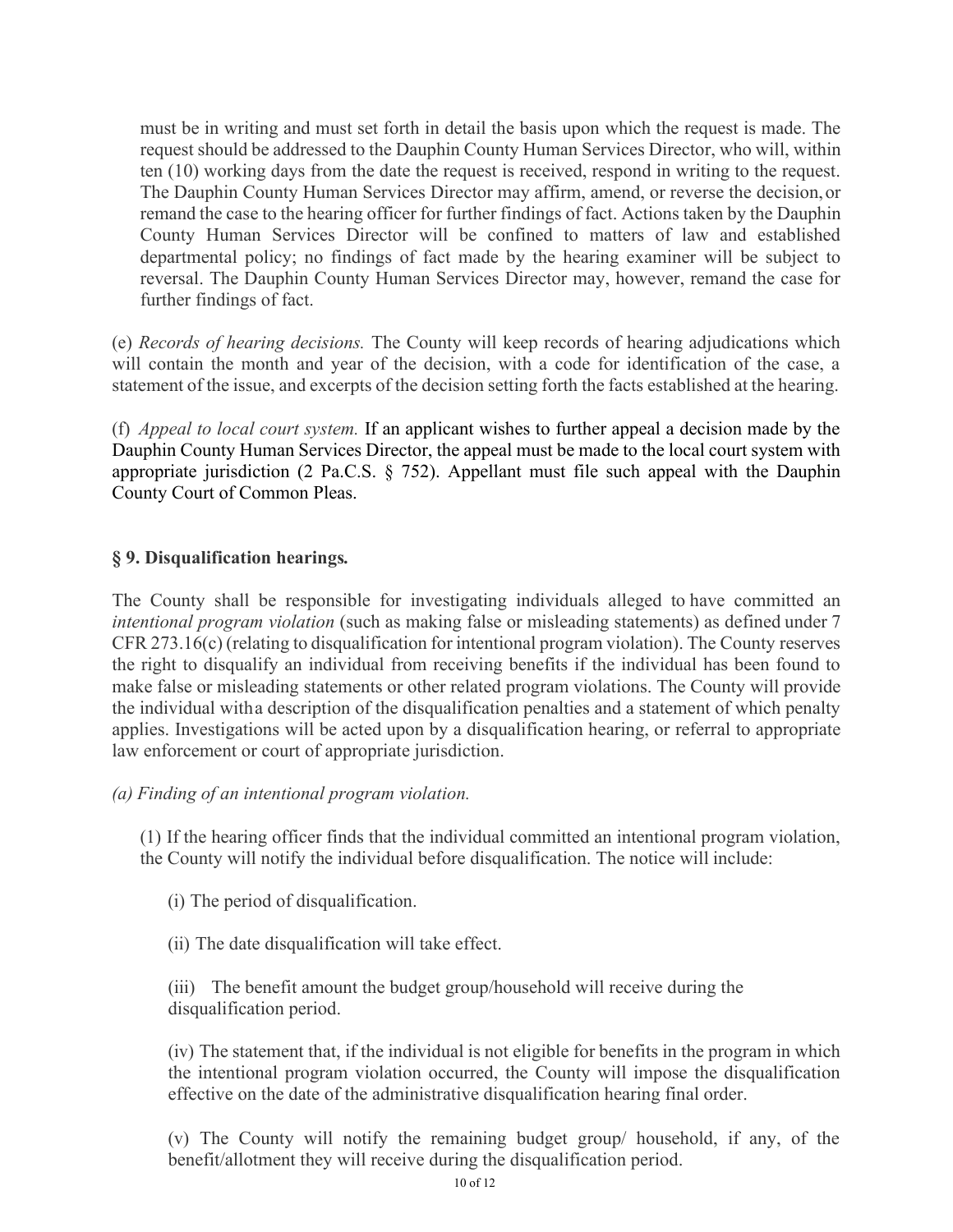must be in writing and must set forth in detail the basis upon which the request is made. The request should be addressed to the Dauphin County Human Services Director, who will, within ten (10) working days from the date the request is received, respond in writing to the request. The Dauphin County Human Services Director may affirm, amend, or reverse the decision, or remand the case to the hearing officer for further findings of fact. Actions taken by the Dauphin County Human Services Director will be confined to matters of law and established departmental policy; no findings of fact made by the hearing examiner will be subject to reversal. The Dauphin County Human Services Director may, however, remand the case for further findings of fact.

(e) *Records of hearing decisions.* The County will keep records of hearing adjudications which will contain the month and year of the decision, with a code for identification of the case, a statement of the issue, and excerpts of the decision setting forth the facts established at the hearing.

(f) *Appeal to local court system.* If an applicant wishes to further appeal a decision made by the Dauphin County Human Services Director, the appeal must be made to the local court system with appropriate jurisdiction (2 Pa.C.S. § 752). Appellant must file such appeal with the Dauphin County Court of Common Pleas.

## § 9. Disqualification hearings.

The County shall be responsible for investigating individuals alleged to have committed an *intentional program violation* (such as making false or misleading statements) as defined under 7 CFR 273.16(c) (relating to disqualification for intentional program violation). The County reserves the right to disqualify an individual from receiving benefits if the individual has been found to make false or misleading statements or other related program violations. The County will provide the individual with a description of the disqualification penalties and a statement of which penalty applies. Investigations will be acted upon by a disqualification hearing, or referral to appropriate law enforcement or court of appropriate jurisdiction.

*(a) Finding of an intentional program violation.*

(1) If the hearing officer finds that the individual committed an intentional program violation, the County will notify the individual before disqualification. The notice will include:

(i) The period of disqualification.

(ii) The date disqualification will take effect.

(iii) The benefit amount the budget group/household will receive during the disqualification period.

(iv) The statement that, if the individual is not eligible for benefits in the program in which the intentional program violation occurred, the County will impose the disqualification effective on the date of the administrative disqualification hearing final order.

(v) The County will notify the remaining budget group/ household, if any, of the benefit/allotment they will receive during the disqualification period.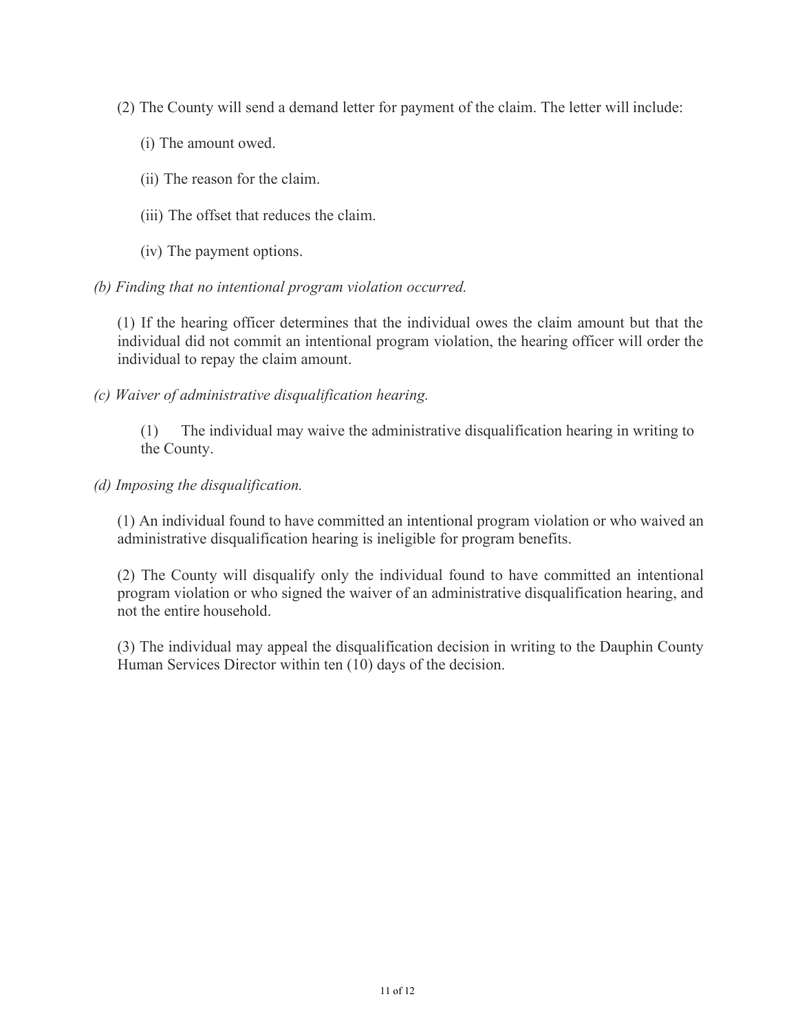(2) The County will send a demand letter for payment of the claim. The letter will include:

(i) The amount owed.

(ii) The reason for the claim.

(iii) The offset that reduces the claim.

(iv) The payment options.

*(b) Finding that no intentional program violation occurred.*

(1) If the hearing officer determines that the individual owes the claim amount but that the individual did not commit an intentional program violation, the hearing officer will order the individual to repay the claim amount.

*(c) Waiver of administrative disqualification hearing.*

(1) The individual may waive the administrative disqualification hearing in writing to the County.

*(d) Imposing the disqualification.*

(1) An individual found to have committed an intentional program violation or who waived an administrative disqualification hearing is ineligible for program benefits.

(2) The County will disqualify only the individual found to have committed an intentional program violation or who signed the waiver of an administrative disqualification hearing, and not the entire household.

(3) The individual may appeal the disqualification decision in writing to the Dauphin County Human Services Director within ten (10) days of the decision.